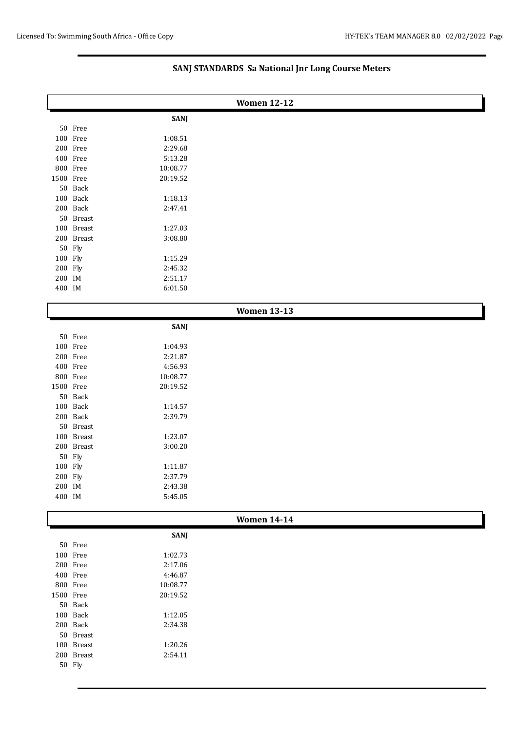## SANJ STANDARDS Sa National Jnr Long Course Meters

### Women 12-12

| Event | SANJ |
|---|---|
| 50 Free | |
| 100 Free | 1:08.51 |
| 200 Free | 2:29.68 |
| 400 Free | 5:13.28 |
| 800 Free | 10:08.77 |
| 1500 Free | 20:19.52 |
| 50 Back | |
| 100 Back | 1:18.13 |
| 200 Back | 2:47.41 |
| 50 Breast | |
| 100 Breast | 1:27.03 |
| 200 Breast | 3:08.80 |
| 50 Fly | |
| 100 Fly | 1:15.29 |
| 200 Fly | 2:45.32 |
| 200 IM | 2:51.17 |
| 400 IM | 6:01.50 |

### Women 13-13

| Event | SANJ |
|---|---|
| 50 Free | |
| 100 Free | 1:04.93 |
| 200 Free | 2:21.87 |
| 400 Free | 4:56.93 |
| 800 Free | 10:08.77 |
| 1500 Free | 20:19.52 |
| 50 Back | |
| 100 Back | 1:14.57 |
| 200 Back | 2:39.79 |
| 50 Breast | |
| 100 Breast | 1:23.07 |
| 200 Breast | 3:00.20 |
| 50 Fly | |
| 100 Fly | 1:11.87 |
| 200 Fly | 2:37.79 |
| 200 IM | 2:43.38 |
| 400 IM | 5:45.05 |

### Women 14-14

| Event | SANJ |
|---|---|
| 50 Free | |
| 100 Free | 1:02.73 |
| 200 Free | 2:17.06 |
| 400 Free | 4:46.87 |
| 800 Free | 10:08.77 |
| 1500 Free | 20:19.52 |
| 50 Back | |
| 100 Back | 1:12.05 |
| 200 Back | 2:34.38 |
| 50 Breast | |
| 100 Breast | 1:20.26 |
| 200 Breast | 2:54.11 |
| 50 Fly | |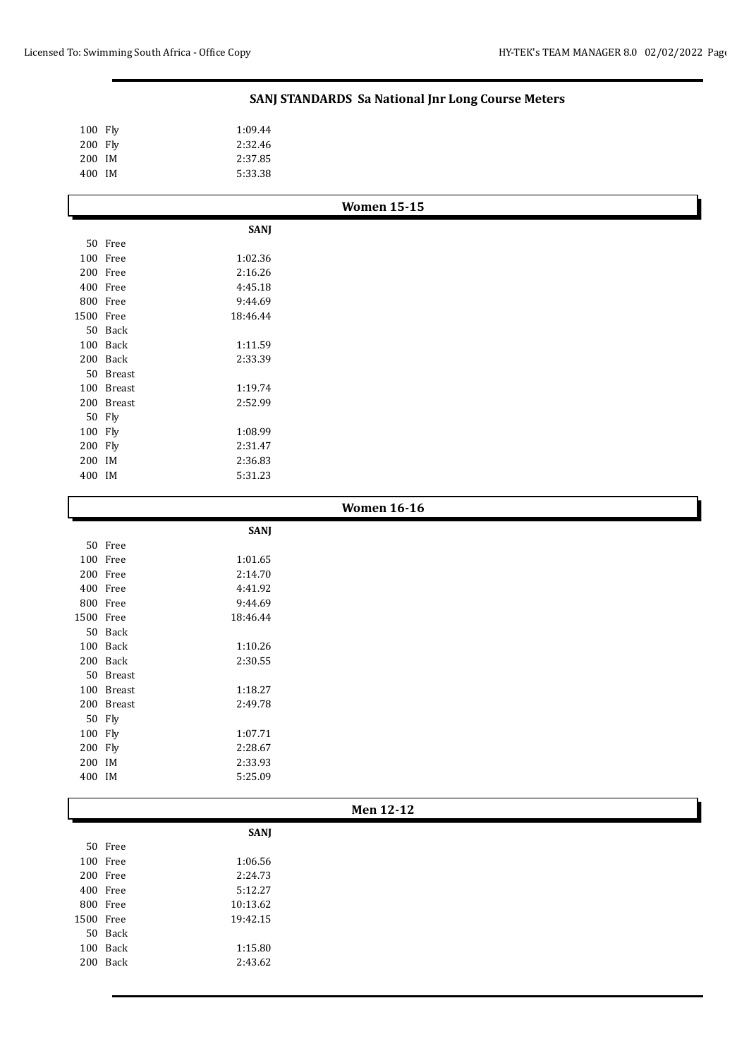## SANJ STANDARDS Sa National Jnr Long Course Meters

| Event | SANJ |
|---|---|
| 100 Fly | 1:09.44 |
| 200 Fly | 2:32.46 |
| 200 IM | 2:37.85 |
| 400 IM | 5:33.38 |

### Women 15-15

| Event | SANJ |
|---|---|
| 50 Free | |
| 100 Free | 1:02.36 |
| 200 Free | 2:16.26 |
| 400 Free | 4:45.18 |
| 800 Free | 9:44.69 |
| 1500 Free | 18:46.44 |
| 50 Back | |
| 100 Back | 1:11.59 |
| 200 Back | 2:33.39 |
| 50 Breast | |
| 100 Breast | 1:19.74 |
| 200 Breast | 2:52.99 |
| 50 Fly | |
| 100 Fly | 1:08.99 |
| 200 Fly | 2:31.47 |
| 200 IM | 2:36.83 |
| 400 IM | 5:31.23 |

### Women 16-16

| Event | SANJ |
|---|---|
| 50 Free | |
| 100 Free | 1:01.65 |
| 200 Free | 2:14.70 |
| 400 Free | 4:41.92 |
| 800 Free | 9:44.69 |
| 1500 Free | 18:46.44 |
| 50 Back | |
| 100 Back | 1:10.26 |
| 200 Back | 2:30.55 |
| 50 Breast | |
| 100 Breast | 1:18.27 |
| 200 Breast | 2:49.78 |
| 50 Fly | |
| 100 Fly | 1:07.71 |
| 200 Fly | 2:28.67 |
| 200 IM | 2:33.93 |
| 400 IM | 5:25.09 |

### Men 12-12

| Event | SANJ |
|---|---|
| 50 Free | |
| 100 Free | 1:06.56 |
| 200 Free | 2:24.73 |
| 400 Free | 5:12.27 |
| 800 Free | 10:13.62 |
| 1500 Free | 19:42.15 |
| 50 Back | |
| 100 Back | 1:15.80 |
| 200 Back | 2:43.62 |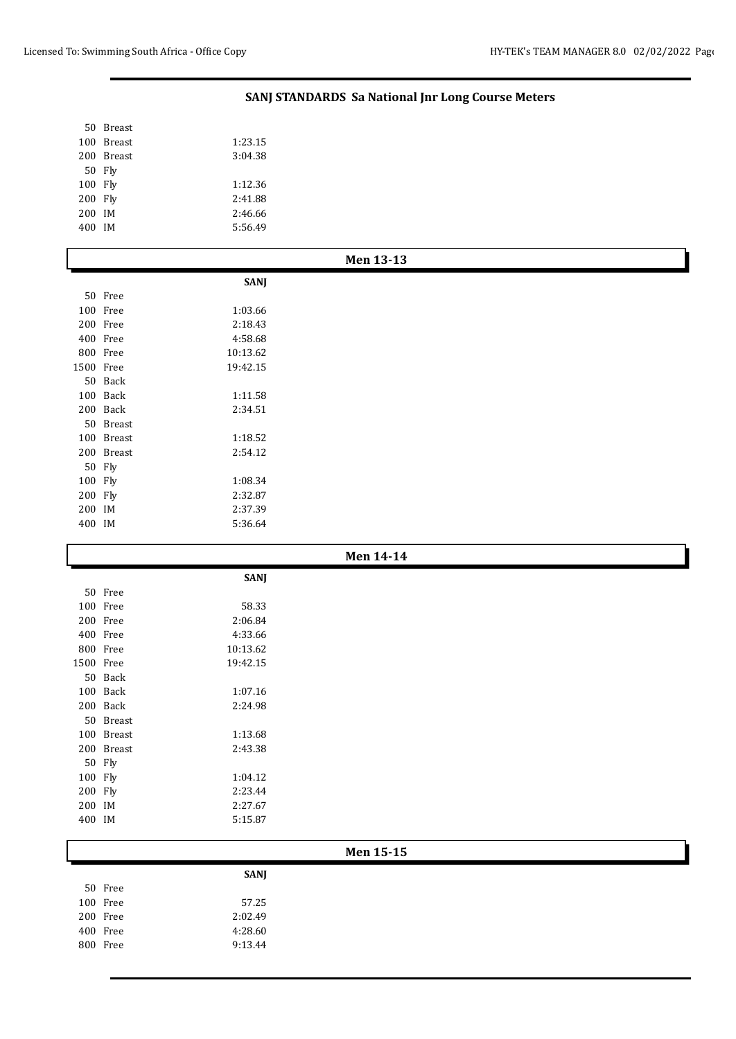## SANJ STANDARDS Sa National Jnr Long Course Meters

| Event | SANJ |
|---|---|
| 50 Breast | |
| 100 Breast | 1:23.15 |
| 200 Breast | 3:04.38 |
| 50 Fly | |
| 100 Fly | 1:12.36 |
| 200 Fly | 2:41.88 |
| 200 IM | 2:46.66 |
| 400 IM | 5:56.49 |

### Men 13-13

| Event | SANJ |
|---|---|
| 50 Free | |
| 100 Free | 1:03.66 |
| 200 Free | 2:18.43 |
| 400 Free | 4:58.68 |
| 800 Free | 10:13.62 |
| 1500 Free | 19:42.15 |
| 50 Back | |
| 100 Back | 1:11.58 |
| 200 Back | 2:34.51 |
| 50 Breast | |
| 100 Breast | 1:18.52 |
| 200 Breast | 2:54.12 |
| 50 Fly | |
| 100 Fly | 1:08.34 |
| 200 Fly | 2:32.87 |
| 200 IM | 2:37.39 |
| 400 IM | 5:36.64 |

### Men 14-14

| Event | SANJ |
|---|---|
| 50 Free | |
| 100 Free | 58.33 |
| 200 Free | 2:06.84 |
| 400 Free | 4:33.66 |
| 800 Free | 10:13.62 |
| 1500 Free | 19:42.15 |
| 50 Back | |
| 100 Back | 1:07.16 |
| 200 Back | 2:24.98 |
| 50 Breast | |
| 100 Breast | 1:13.68 |
| 200 Breast | 2:43.38 |
| 50 Fly | |
| 100 Fly | 1:04.12 |
| 200 Fly | 2:23.44 |
| 200 IM | 2:27.67 |
| 400 IM | 5:15.87 |

### Men 15-15

| Event | SANJ |
|---|---|
| 50 Free | |
| 100 Free | 57.25 |
| 200 Free | 2:02.49 |
| 400 Free | 4:28.60 |
| 800 Free | 9:13.44 |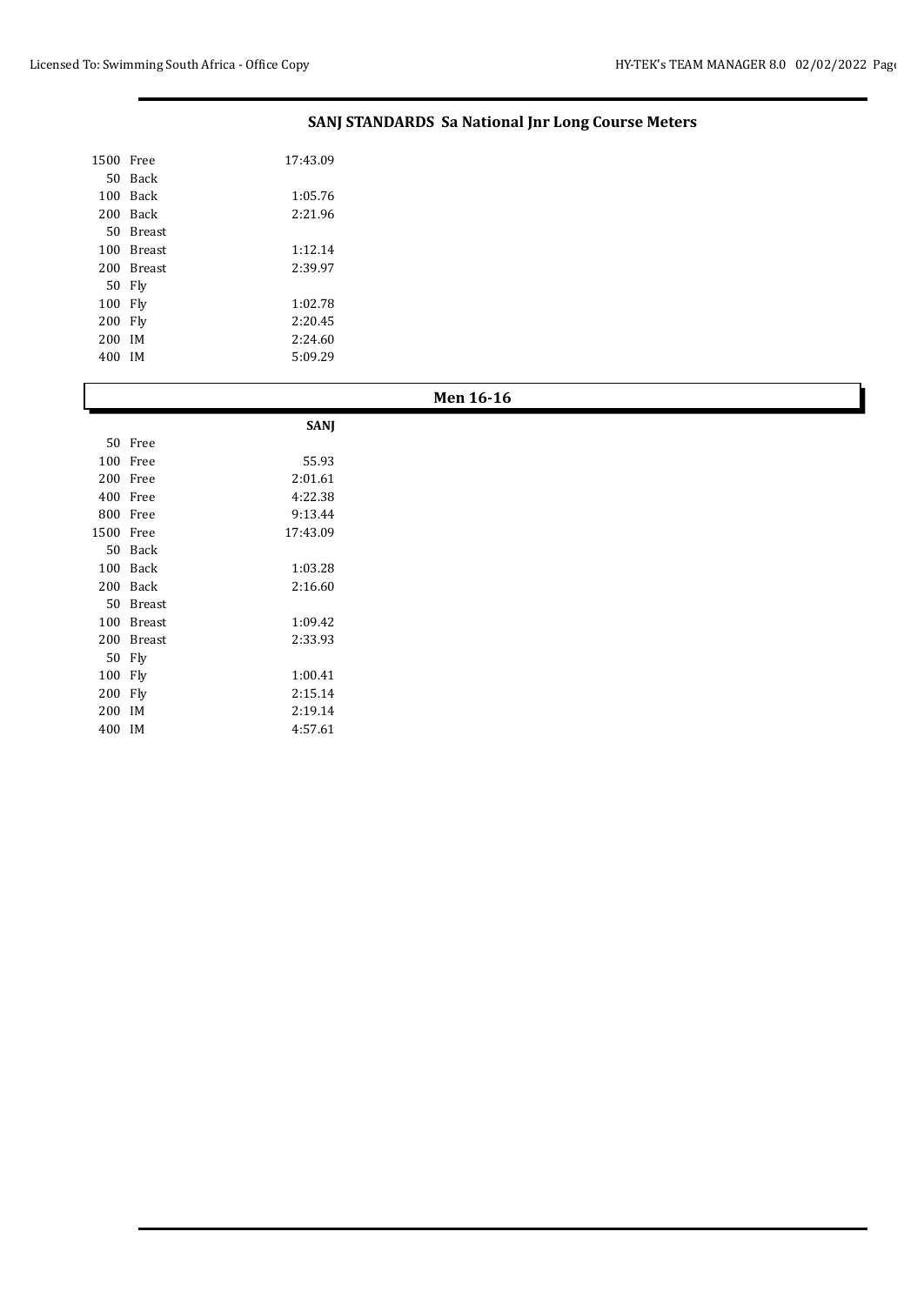## SANJ STANDARDS Sa National Jnr Long Course Meters

| | | |
|---|---|---|
| 1500 | Free | 17:43.09 |
| 50 | Back | |
| 100 | Back | 1:05.76 |
| 200 | Back | 2:21.96 |
| 50 | Breast | |
| 100 | Breast | 1:12.14 |
| 200 | Breast | 2:39.97 |
| 50 | Fly | |
| 100 | Fly | 1:02.78 |
| 200 | Fly | 2:20.45 |
| 200 | IM | 2:24.60 |
| 400 | IM | 5:09.29 |

### Men 16-16

| | | SANJ |
|---|---|---|
| 50 | Free | |
| 100 | Free | 55.93 |
| 200 | Free | 2:01.61 |
| 400 | Free | 4:22.38 |
| 800 | Free | 9:13.44 |
| 1500 | Free | 17:43.09 |
| 50 | Back | |
| 100 | Back | 1:03.28 |
| 200 | Back | 2:16.60 |
| 50 | Breast | |
| 100 | Breast | 1:09.42 |
| 200 | Breast | 2:33.93 |
| 50 | Fly | |
| 100 | Fly | 1:00.41 |
| 200 | Fly | 2:15.14 |
| 200 | IM | 2:19.14 |
| 400 | IM | 4:57.61 |